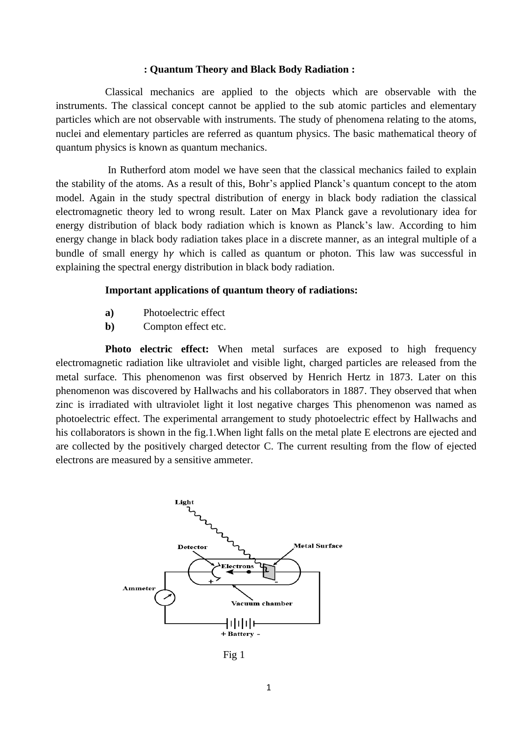## : Quantum Theory and Black Body Radiation :

Classical mechanics are applied to the objects which are observable with the instruments. The classical concept cannot be applied to the sub atomic particles and elementary particles which are not observable with instruments. The study of phenomena relating to the atoms, nuclei and elementary particles are referred as quantum physics. The basic mathematical theory of quantum physics is known as quantum mechanics.

In Rutherford atom model we have seen that the classical mechanics failed to explain the stability of the atoms. As a result of this, Bohr's applied Planck's quantum concept to the atom model. Again in the study spectral distribution of energy in black body radiation the classical electromagnetic theory led to wrong result. Later on Max Planck gave a revolutionary idea for energy distribution of black body radiation which is known as Planck's law. According to him energy change in black body radiation takes place in a discrete manner, as an integral multiple of a bundle of small energy $h\gamma$ which is called as quantum or photon. This law was successful in explaining the spectral energy distribution in black body radiation.

**Important applications of quantum theory of radiations:**

**a)** Photoelectric effect

**b)** Compton effect etc.

**Photo electric effect:** When metal surfaces are exposed to high frequency electromagnetic radiation like ultraviolet and visible light, charged particles are released from the metal surface. This phenomenon was first observed by Henrich Hertz in 1873. Later on this phenomenon was discovered by Hallwachs and his collaborators in 1887. They observed that when zinc is irradiated with ultraviolet light it lost negative charges This phenomenon was named as photoelectric effect. The experimental arrangement to study photoelectric effect by Hallwachs and his collaborators is shown in the fig.1.When light falls on the metal plate E electrons are ejected and are collected by the positively charged detector C. The current resulting from the flow of ejected electrons are measured by a sensitive ammeter.

Light

Detector

Metal Surface

Electrons

Ammeter

Vacuum chamber

+ Battery -

Fig 1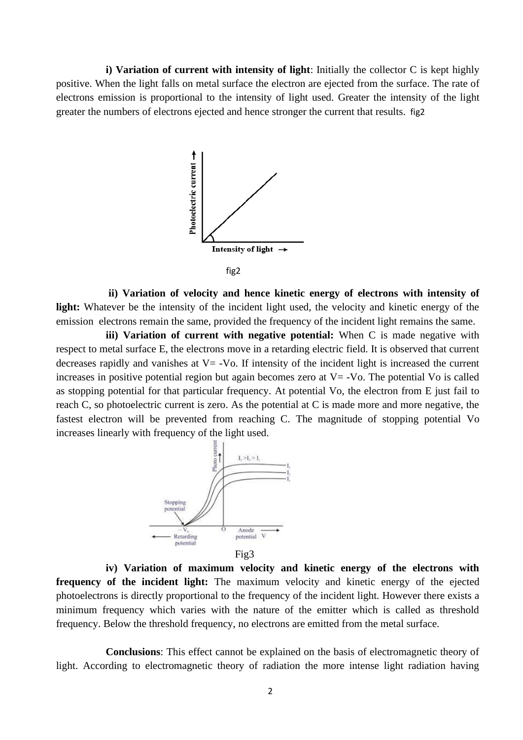**i) Variation of current with intensity of light**: Initially the collector C is kept highly positive. When the light falls on metal surface the electron are ejected from the surface. The rate of electrons emission is proportional to the intensity of light used. Greater the intensity of the light greater the numbers of electrons ejected and hence stronger the current that results. fig2

fig2

**ii) Variation of velocity and hence kinetic energy of electrons with intensity of light:** Whatever be the intensity of the incident light used, the velocity and kinetic energy of the emission electrons remain the same, provided the frequency of the incident light remains the same.

**iii) Variation of current with negative potential:** When C is made negative with respect to metal surface E, the electrons move in a retarding electric field. It is observed that current decreases rapidly and vanishes at $V = -V_o$. If intensity of the incident light is increased the current increases in positive potential region but again becomes zero at $V = -V_o$. The potential $V_o$ is called as stopping potential for that particular frequency. At potential $V_o$, the electron from E just fail to reach C, so photoelectric current is zero. As the potential at C is made more and more negative, the fastest electron will be prevented from reaching C. The magnitude of stopping potential $V_o$ increases linearly with frequency of the light used.

Fig3

**iv) Variation of maximum velocity and kinetic energy of the electrons with frequency of the incident light:** The maximum velocity and kinetic energy of the ejected photoelectrons is directly proportional to the frequency of the incident light. However there exists a minimum frequency which varies with the nature of the emitter which is called as threshold frequency. Below the threshold frequency, no electrons are emitted from the metal surface.

**Conclusions**: This effect cannot be explained on the basis of electromagnetic theory of light. According to electromagnetic theory of radiation the more intense light radiation having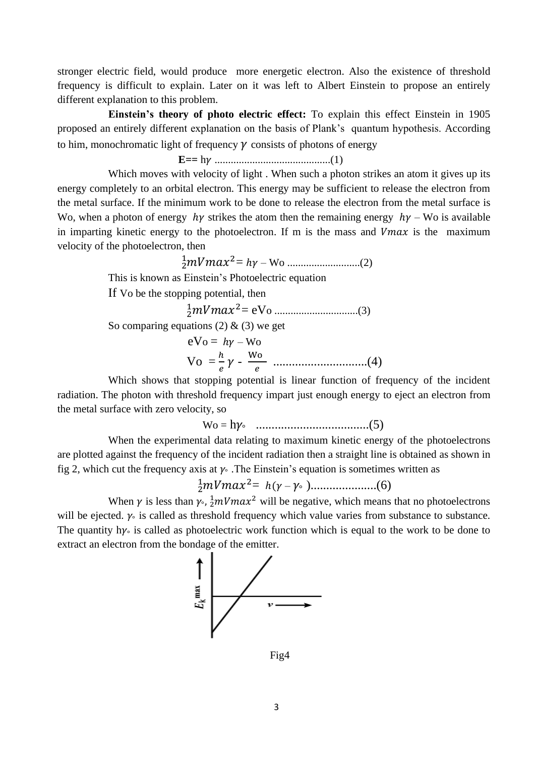stronger electric field, would produce more energetic electron. Also the existence of threshold frequency is difficult to explain. Later on it was left to Albert Einstein to propose an entirely different explanation to this problem.

**Einstein's theory of photo electric effect:** To explain this effect Einstein in 1905 proposed an entirely different explanation on the basis of Plank's quantum hypothesis. According to him, monochromatic light of frequency $\gamma$ consists of photons of energy

$$\mathbf{E}== h\gamma \text{ ..........................................(1)}$$

Which moves with velocity of light . When such a photon strikes an atom it gives up its energy completely to an orbital electron. This energy may be sufficient to release the electron from the metal surface. If the minimum work to be done to release the electron from the metal surface is Wo, when a photon of energy $h\gamma$ strikes the atom then the remaining energy $h\gamma$ – Wo is available in imparting kinetic energy to the photoelectron. If m is the mass and $Vmax$ is the maximum velocity of the photoelectron, then

$$\frac{1}{2}mVmax^2 = h\gamma - Wo \text{ ..........................(2)}$$

This is known as Einstein's Photoelectric equation

If Vo be the stopping potential, then

$$\frac{1}{2}mVmax^2 = eVo \text{ ..............................(3)}$$

So comparing equations (2) & (3) we get

$$eVo = h\gamma - Wo$$

$$Vo = \frac{h}{e}\gamma - \frac{Wo}{e} \text{ ..............................(4)}$$

Which shows that stopping potential is linear function of frequency of the incident radiation. The photon with threshold frequency impart just enough energy to eject an electron from the metal surface with zero velocity, so

$$Wo = h\gamma_{\circ} \text{ ....................................(5)}$$

When the experimental data relating to maximum kinetic energy of the photoelectrons are plotted against the frequency of the incident radiation then a straight line is obtained as shown in fig 2, which cut the frequency axis at $\gamma_{\circ}$ .The Einstein's equation is sometimes written as

$$\frac{1}{2}mVmax^2 = h(\gamma - \gamma_{\circ}) \text{.....................(6)}$$

When $\gamma$ is less than $\gamma_{\circ}$, $\frac{1}{2}mVmax^2$ will be negative, which means that no photoelectrons will be ejected. $\gamma_{\circ}$ is called as threshold frequency which value varies from substance to substance. The quantity $h\gamma_{\circ}$ is called as photoelectric work function which is equal to the work to be done to extract an electron from the bondage of the emitter.

Fig4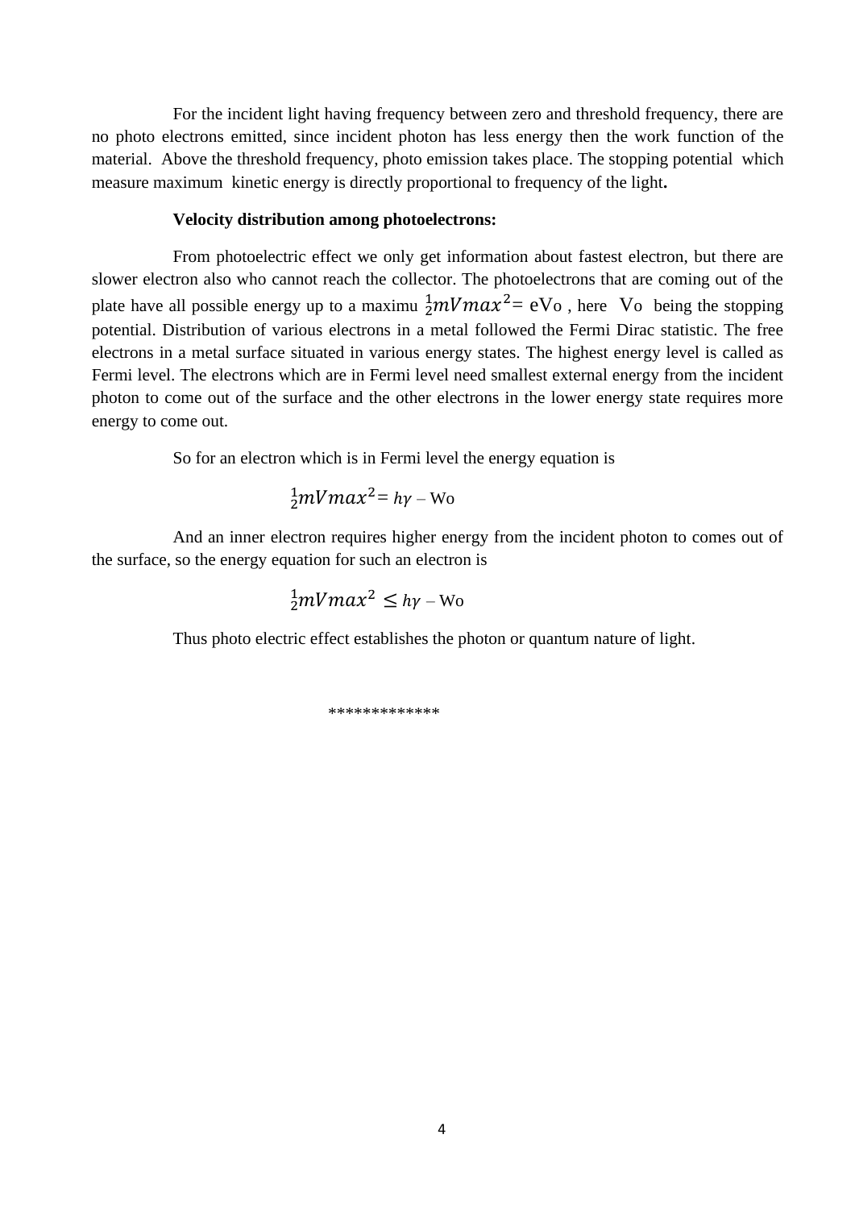For the incident light having frequency between zero and threshold frequency, there are no photo electrons emitted, since incident photon has less energy then the work function of the material. Above the threshold frequency, photo emission takes place. The stopping potential which measure maximum kinetic energy is directly proportional to frequency of the light.

**Velocity distribution among photoelectrons:**

From photoelectric effect we only get information about fastest electron, but there are slower electron also who cannot reach the collector. The photoelectrons that are coming out of the plate have all possible energy up to a maximu $\frac{1}{2}mVmax^2 = eV_o$ , here $V_o$ being the stopping potential. Distribution of various electrons in a metal followed the Fermi Dirac statistic. The free electrons in a metal surface situated in various energy states. The highest energy level is called as Fermi level. The electrons which are in Fermi level need smallest external energy from the incident photon to come out of the surface and the other electrons in the lower energy state requires more energy to come out.

So for an electron which is in Fermi level the energy equation is

$$\frac{1}{2}mVmax^2 = h\gamma - W_o$$

And an inner electron requires higher energy from the incident photon to comes out of the surface, so the energy equation for such an electron is

$$\frac{1}{2}mVmax^2 \leq h\gamma - W_o$$

Thus photo electric effect establishes the photon or quantum nature of light.

*************